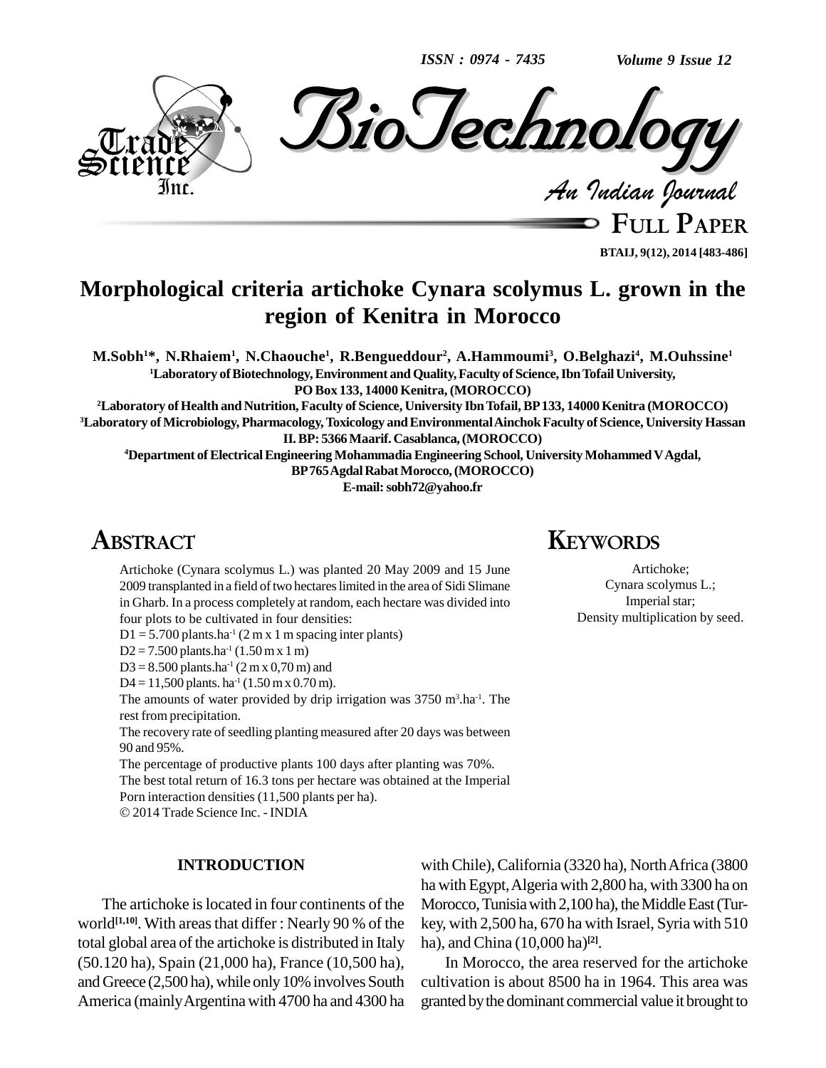# Morphological criteria artichoke Cynara scolymus L. grown in the region of Kenitra in Morocco

**M.Sobh[1]*, N.Rhaiem[1], N.Chaouche[1], R.Bengueddour[2], A.Hammoumi[3], O.Belghazi[4], M.Ouhssine[1]**

[1]Laboratory of Biotechnology, Environment and Quality, Faculty of Science, Ibn Tofail University, PO Box 133, 14000 Kenitra, (MOROCCO)

[2]Laboratory of Health and Nutrition, Faculty of Science, University Ibn Tofail, BP 133, 14000 Kenitra (MOROCCO)

[3]Laboratory of Microbiology, Pharmacology, Toxicology and Environmental Ainchok Faculty of Science, University Hassan II. BP: 5366 Maarif. Casablanca, (MOROCCO)

[4]Department of Electrical Engineering Mohammadia Engineering School, University Mohammed V Agdal, BP 765 Agdal Rabat Morocco, (MOROCCO)

E-mail: sobh72@yahoo.fr

## ABSTRACT

Artichoke (Cynara scolymus L.) was planted 20 May 2009 and 15 June 2009 transplanted in a field of two hectares limited in the area of Sidi Slimane in Gharb. In a process completely at random, each hectare was divided into four plots to be cultivated in four densities:

D1 = 5.700 plants.ha$^{-1}$ (2 m x 1 m spacing inter plants)

D2 = 7.500 plants.ha$^{-1}$ (1.50 m x 1 m)

D3 = 8.500 plants.ha$^{-1}$ (2 m x 0,70 m) and

D4 = 11,500 plants. ha$^{-1}$ (1.50 m x 0.70 m).

The amounts of water provided by drip irrigation was 3750 m$^{3}$.ha$^{-1}$. The rest from precipitation.

The recovery rate of seedling planting measured after 20 days was between 90 and 95%.

The percentage of productive plants 100 days after planting was 70%.

The best total return of 16.3 tons per hectare was obtained at the Imperial Porn interaction densities (11,500 plants per ha).

© 2014 Trade Science Inc. - INDIA

## KEYWORDS

Artichoke;
Cynara scolymus L.;
Imperial star;
Density multiplication by seed.

## INTRODUCTION

The artichoke is located in four continents of the world[1,10]. With areas that differ : Nearly 90 % of the total global area of the artichoke is distributed in Italy (50.120 ha), Spain (21,000 ha), France (10,500 ha), and Greece (2,500 ha), while only 10% involves South America (mainly Argentina with 4700 ha and 4300 ha with Chile), California (3320 ha), North Africa (3800 ha with Egypt, Algeria with 2,800 ha, with 3300 ha on Morocco, Tunisia with 2,100 ha), the Middle East (Turkey, with 2,500 ha, 670 ha with Israel, Syria with 510 ha), and China (10,000 ha)[2].

In Morocco, the area reserved for the artichoke cultivation is about 8500 ha in 1964. This area was granted by the dominant commercial value it brought to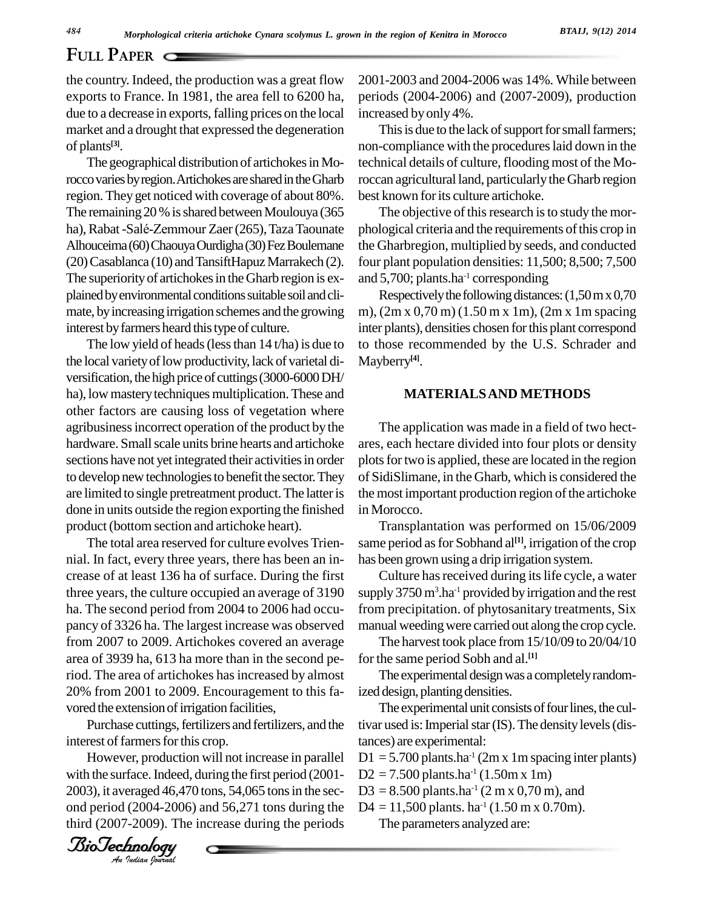the country. Indeed, the production was a great flow exports to France. In 1981, the area fell to 6200 ha, due to a decrease in exports, falling prices on the local market and a drought that expressed the degeneration of plants[3].

The geographical distribution of artichokes in Morocco varies by region. Artichokes are shared in the Gharb region. They get noticed with coverage of about 80%. The remaining 20 % is shared between Moulouya (365 ha), Rabat -Salé-Zemmour Zaer (265), Taza Taounate Alhouceima (60) Chaouya Ourdigha (30) Fez Boulemane (20) Casablanca (10) and TansiftHapuz Marrakech (2). The superiority of artichokes in the Gharb region is explained by environmental conditions suitable soil and climate, by increasing irrigation schemes and the growing interest by farmers heard this type of culture.

The low yield of heads (less than 14 t/ha) is due to the local variety of low productivity, lack of varietal diversification, the high price of cuttings (3000-6000 DH/ha), low mastery techniques multiplication. These and other factors are causing loss of vegetation where agribusiness incorrect operation of the product by the hardware. Small scale units brine hearts and artichoke sections have not yet integrated their activities in order to develop new technologies to benefit the sector. They are limited to single pretreatment product. The latter is done in units outside the region exporting the finished product (bottom section and artichoke heart).

The total area reserved for culture evolves Triennial. In fact, every three years, there has been an increase of at least 136 ha of surface. During the first three years, the culture occupied an average of 3190 ha. The second period from 2004 to 2006 had occupancy of 3326 ha. The largest increase was observed from 2007 to 2009. Artichokes covered an average area of 3939 ha, 613 ha more than in the second period. The area of artichokes has increased by almost 20% from 2001 to 2009. Encouragement to this favored the extension of irrigation facilities,

Purchase cuttings, fertilizers and fertilizers, and the interest of farmers for this crop.

However, production will not increase in parallel with the surface. Indeed, during the first period (2001-2003), it averaged 46,470 tons, 54,065 tons in the second period (2004-2006) and 56,271 tons during the third (2007-2009). The increase during the periods 2001-2003 and 2004-2006 was 14%. While between periods (2004-2006) and (2007-2009), production increased by only 4%.

This is due to the lack of support for small farmers; non-compliance with the procedures laid down in the technical details of culture, flooding most of the Moroccan agricultural land, particularly the Gharb region best known for its culture artichoke.

The objective of this research is to study the morphological criteria and the requirements of this crop in the Gharbregion, multiplied by seeds, and conducted four plant population densities: 11,500; 8,500; 7,500 and 5,700; plants.ha$^{-1}$ corresponding

Respectively the following distances: (1,50 m x 0,70 m), (2m x 0,70 m) (1.50 m x 1m), (2m x 1m spacing inter plants), densities chosen for this plant correspond to those recommended by the U.S. Schrader and Mayberry[4].

## MATERIALS AND METHODS

The application was made in a field of two hectares, each hectare divided into four plots or density plots for two is applied, these are located in the region of SidiSlimane, in the Gharb, which is considered the most important production region of the artichoke in Morocco.

Transplantation was performed on 15/06/2009 same period as for Sobhand al[1], irrigation of the crop has been grown using a drip irrigation system.

Culture has received during its life cycle, a water supply 3750 m$^3$.ha$^{-1}$ provided by irrigation and the rest from precipitation. of phytosanitary treatments, Six manual weeding were carried out along the crop cycle.

The harvest took place from 15/10/09 to 20/04/10 for the same period Sobh and al.[1]

The experimental design was a completely randomized design, planting densities.

The experimental unit consists of four lines, the cultivar used is: Imperial star (IS). The density levels (distances) are experimental:

D1 = 5.700 plants.ha$^{-1}$ (2m x 1m spacing inter plants)

D2 = 7.500 plants.ha$^{-1}$ (1.50m x 1m)

D3 = 8.500 plants.ha$^{-1}$ (2 m x 0,70 m), and

D4 = 11,500 plants. ha$^{-1}$ (1.50 m x 0.70m).

The parameters analyzed are: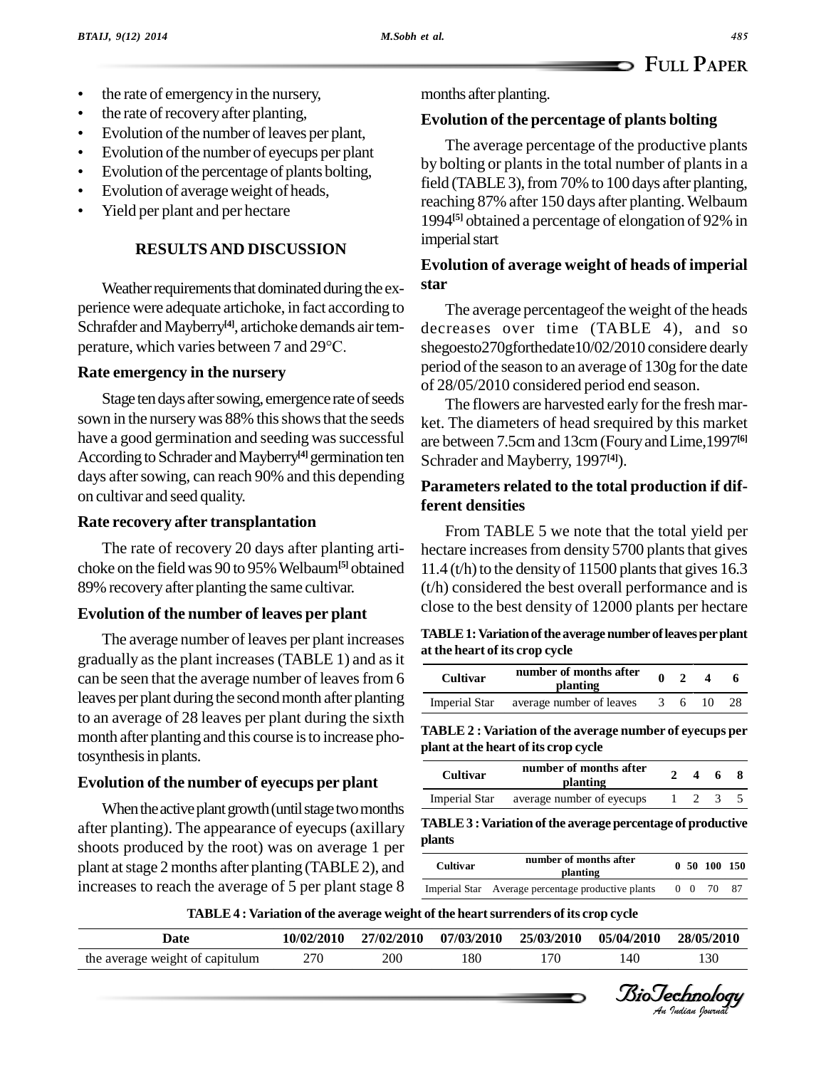- the rate of emergency in the nursery,
- the rate of recovery after planting,
- Evolution of the number of leaves per plant,
- Evolution of the number of eyecups per plant
- Evolution of the percentage of plants bolting,
- Evolution of average weight of heads,
- Yield per plant and per hectare

## RESULTS AND DISCUSSION

Weather requirements that dominated during the experience were adequate artichoke, in fact according to Schrafder and Mayberry[4], artichoke demands air temperature, which varies between 7 and 29°C.

### Rate emergency in the nursery

Stage ten days after sowing, emergence rate of seeds sown in the nursery was 88% this shows that the seeds have a good germination and seeding was successful According to Schrader and Mayberry[4] germination ten days after sowing, can reach 90% and this depending on cultivar and seed quality.

### Rate recovery after transplantation

The rate of recovery 20 days after planting artichoke on the field was 90 to 95% Welbaum[5] obtained 89% recovery after planting the same cultivar.

### Evolution of the number of leaves per plant

The average number of leaves per plant increases gradually as the plant increases (TABLE 1) and as it can be seen that the average number of leaves from 6 leaves per plant during the second month after planting to an average of 28 leaves per plant during the sixth month after planting and this course is to increase photosynthesis in plants.

### Evolution of the number of eyecups per plant

When the active plant growth (until stage two months after planting). The appearance of eyecups (axillary shoots produced by the root) was on average 1 per plant at stage 2 months after planting (TABLE 2), and increases to reach the average of 5 per plant stage 8 months after planting.

### Evolution of the percentage of plants bolting

The average percentage of the productive plants by bolting or plants in the total number of plants in a field (TABLE 3), from 70% to 100 days after planting, reaching 87% after 150 days after planting. Welbaum 1994[5] obtained a percentage of elongation of 92% in imperial start

### Evolution of average weight of heads of imperial star

The average percentageof the weight of the heads decreases over time (TABLE 4), and so shegoesto270gforthedate10/02/2010 considere dearly period of the season to an average of 130g for the date of 28/05/2010 considered period end season.

The flowers are harvested early for the fresh market. The diameters of head srequired by this market are between 7.5cm and 13cm (Foury and Lime,1997[6] Schrader and Mayberry, 1997[4]).

### Parameters related to the total production if different densities

From TABLE 5 we note that the total yield per hectare increases from density 5700 plants that gives 11.4 (t/h) to the density of 11500 plants that gives 16.3 (t/h) considered the best overall performance and is close to the best density of 12000 plants per hectare

**TABLE 1: Variation of the average number of leaves per plant at the heart of its crop cycle**

| Cultivar | number of months after planting | 0 | 2 | 4 | 6 |
|---|---|---|---|---|---|
| Imperial Star | average number of leaves | 3 | 6 | 10 | 28 |

**TABLE 2 : Variation of the average number of eyecups per plant at the heart of its crop cycle**

| Cultivar | number of months after planting | 2 | 4 | 6 | 8 |
|---|---|---|---|---|---|
| Imperial Star | average number of eyecups | 1 | 2 | 3 | 5 |

**TABLE 3 : Variation of the average percentage of productive plants**

| Cultivar | number of months after planting | 0 | 50 | 100 | 150 |
|---|---|---|---|---|---|
| Imperial Star | Average percentage productive plants | 0 | 0 | 70 | 87 |

**TABLE 4 : Variation of the average weight of the heart surrenders of its crop cycle**

| Date | 10/02/2010 | 27/02/2010 | 07/03/2010 | 25/03/2010 | 05/04/2010 | 28/05/2010 |
|---|---|---|---|---|---|---|
| the average weight of capitulum | 270 | 200 | 180 | 170 | 140 | 130 |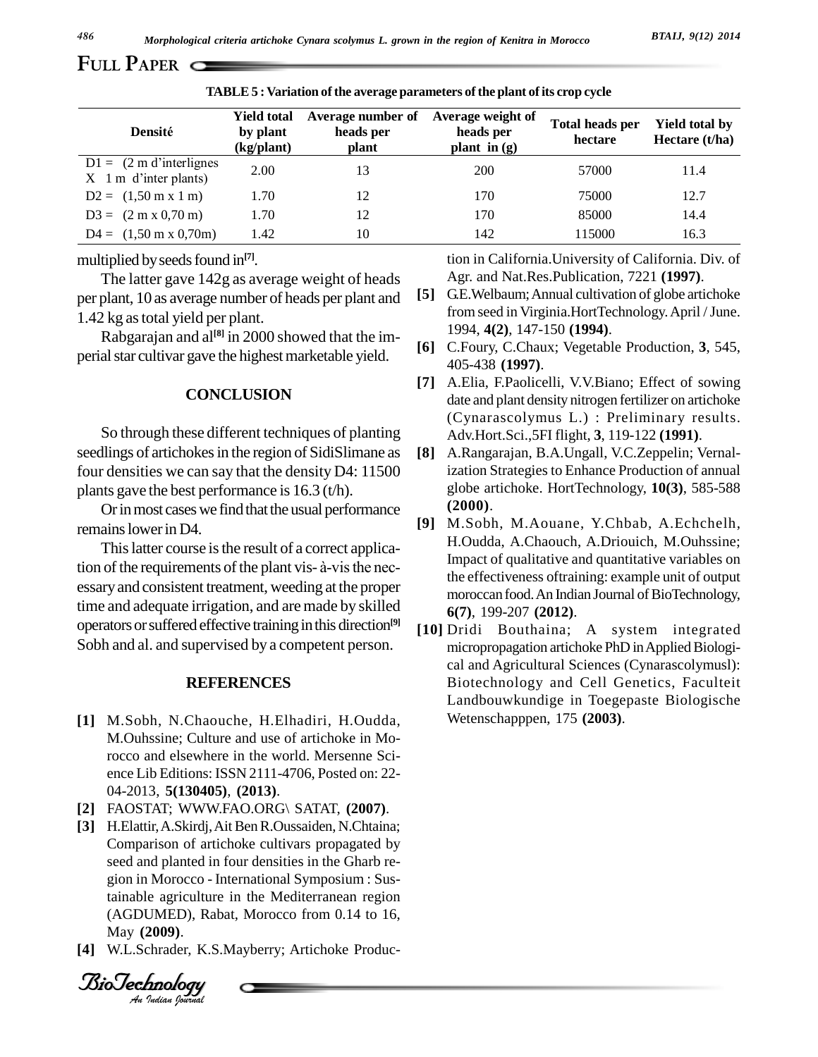**TABLE 5 : Variation of the average parameters of the plant of its crop cycle**

| Densité | Yield total by plant (kg/plant) | Average number of heads per plant | Average weight of heads per plant in (g) | Total heads per hectare | Yield total by Hectare (t/ha) |
|---|---|---|---|---|---|
| D1 = (2 m d'interlignes X 1 m d'inter plants) | 2.00 | 13 | 200 | 57000 | 11.4 |
| D2 = (1,50 m x 1 m) | 1.70 | 12 | 170 | 75000 | 12.7 |
| D3 = (2 m x 0,70 m) | 1.70 | 12 | 170 | 85000 | 14.4 |
| D4 = (1,50 m x 0,70m) | 1.42 | 10 | 142 | 115000 | 16.3 |

multiplied by seeds found in[7].

The latter gave 142g as average weight of heads per plant, 10 as average number of heads per plant and 1.42 kg as total yield per plant.

Rabgarajan and al[8] in 2000 showed that the imperial star cultivar gave the highest marketable yield.

## CONCLUSION

So through these different techniques of planting seedlings of artichokes in the region of SidiSlimane as four densities we can say that the density D4: 11500 plants gave the best performance is 16.3 (t/h).

Or in most cases we find that the usual performance remains lower in D4.

This latter course is the result of a correct application of the requirements of the plant vis- à-vis the necessary and consistent treatment, weeding at the proper time and adequate irrigation, and are made by skilled operators or suffered effective training in this direction[9] Sobh and al. and supervised by a competent person.

## REFERENCES

**[1]** M.Sobh, N.Chaouche, H.Elhadiri, H.Oudda, M.Ouhssine; Culture and use of artichoke in Morocco and elsewhere in the world. Mersenne Science Lib Editions: ISSN 2111-4706, Posted on: 22-04-2013, **5(130405)**, **(2013)**.

**[2]** FAOSTAT; WWW.FAO.ORG\ SATAT, **(2007)**.

**[3]** H.Elattir, A.Skirdj, Ait Ben R.Oussaiden, N.Chtaina; Comparison of artichoke cultivars propagated by seed and planted in four densities in the Gharb region in Morocco - International Symposium : Sustainable agriculture in the Mediterranean region (AGDUMED), Rabat, Morocco from 0.14 to 16, May **(2009)**.

**[4]** W.L.Schrader, K.S.Mayberry; Artichoke Production in California.University of California. Div. of Agr. and Nat.Res.Publication, 7221 **(1997)**.

**[5]** G.E.Welbaum; Annual cultivation of globe artichoke from seed in Virginia.HortTechnology. April / June. 1994, **4(2)**, 147-150 **(1994)**.

**[6]** C.Foury, C.Chaux; Vegetable Production, **3**, 545, 405-438 **(1997)**.

**[7]** A.Elia, F.Paolicelli, V.V.Biano; Effect of sowing date and plant density nitrogen fertilizer on artichoke (Cynarascolymus L.) : Preliminary results. Adv.Hort.Sci.,5FI flight, **3**, 119-122 **(1991)**.

**[8]** A.Rangarajan, B.A.Ungall, V.C.Zeppelin; Vernalization Strategies to Enhance Production of annual globe artichoke. HortTechnology, **10(3)**, 585-588 **(2000)**.

**[9]** M.Sobh, M.Aouane, Y.Chbab, A.Echchelh, H.Oudda, A.Chaouch, A.Driouich, M.Ouhssine; Impact of qualitative and quantitative variables on the effectiveness oftraining: example unit of output moroccan food. An Indian Journal of BioTechnology, **6(7)**, 199-207 **(2012)**.

**[10]** Dridi Bouthaina; A system integrated micropropagation artichoke PhD in Applied Biological and Agricultural Sciences (Cynarascolymusl): Biotechnology and Cell Genetics, Faculteit Landbouwkundige in Toegepaste Biologische Wetenschapppen, 175 **(2003)**.